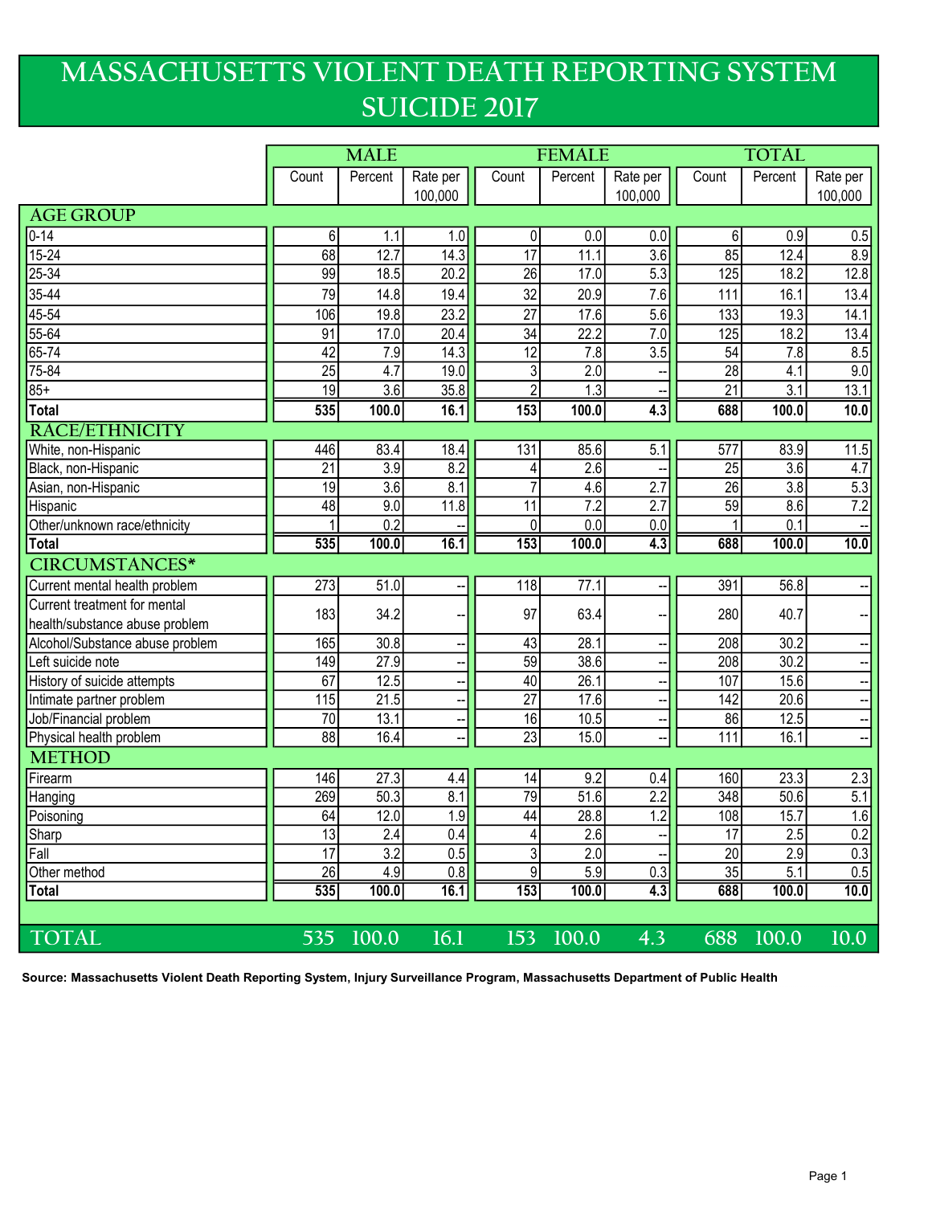# MASSACHUSETTS VIOLENT DEATH REPORTING SYSTEM SUICIDE 2017

| | MALE | | | FEMALE | | | TOTAL | | |
|---|---|---|---|---|---|---|---|---|---|
| | Count | Percent | Rate per 100,000 | Count | Percent | Rate per 100,000 | Count | Percent | Rate per 100,000 |
| **AGE GROUP** | | | | | | | | | |
| 0-14 | 6 | 1.1 | 1.0 | 0 | 0.0 | 0.0 | 6 | 0.9 | 0.5 |
| 15-24 | 68 | 12.7 | 14.3 | 17 | 11.1 | 3.6 | 85 | 12.4 | 8.9 |
| 25-34 | 99 | 18.5 | 20.2 | 26 | 17.0 | 5.3 | 125 | 18.2 | 12.8 |
| 35-44 | 79 | 14.8 | 19.4 | 32 | 20.9 | 7.6 | 111 | 16.1 | 13.4 |
| 45-54 | 106 | 19.8 | 23.2 | 27 | 17.6 | 5.6 | 133 | 19.3 | 14.1 |
| 55-64 | 91 | 17.0 | 20.4 | 34 | 22.2 | 7.0 | 125 | 18.2 | 13.4 |
| 65-74 | 42 | 7.9 | 14.3 | 12 | 7.8 | 3.5 | 54 | 7.8 | 8.5 |
| 75-84 | 25 | 4.7 | 19.0 | 3 | 2.0 | -- | 28 | 4.1 | 9.0 |
| 85+ | 19 | 3.6 | 35.8 | 2 | 1.3 | -- | 21 | 3.1 | 13.1 |
| **Total** | **535** | **100.0** | **16.1** | **153** | **100.0** | **4.3** | **688** | **100.0** | **10.0** |
| **RACE/ETHNICITY** | | | | | | | | | |
| White, non-Hispanic | 446 | 83.4 | 18.4 | 131 | 85.6 | 5.1 | 577 | 83.9 | 11.5 |
| Black, non-Hispanic | 21 | 3.9 | 8.2 | 4 | 2.6 | -- | 25 | 3.6 | 4.7 |
| Asian, non-Hispanic | 19 | 3.6 | 8.1 | 7 | 4.6 | 2.7 | 26 | 3.8 | 5.3 |
| Hispanic | 48 | 9.0 | 11.8 | 11 | 7.2 | 2.7 | 59 | 8.6 | 7.2 |
| Other/unknown race/ethnicity | 1 | 0.2 | -- | 0 | 0.0 | 0.0 | 1 | 0.1 | -- |
| **Total** | **535** | **100.0** | **16.1** | **153** | **100.0** | **4.3** | **688** | **100.0** | **10.0** |
| **CIRCUMSTANCES*** | | | | | | | | | |
| Current mental health problem | 273 | 51.0 | -- | 118 | 77.1 | -- | 391 | 56.8 | -- |
| Current treatment for mental health/substance abuse problem | 183 | 34.2 | -- | 97 | 63.4 | -- | 280 | 40.7 | -- |
| Alcohol/Substance abuse problem | 165 | 30.8 | -- | 43 | 28.1 | -- | 208 | 30.2 | -- |
| Left suicide note | 149 | 27.9 | -- | 59 | 38.6 | -- | 208 | 30.2 | -- |
| History of suicide attempts | 67 | 12.5 | -- | 40 | 26.1 | -- | 107 | 15.6 | -- |
| Intimate partner problem | 115 | 21.5 | -- | 27 | 17.6 | -- | 142 | 20.6 | -- |
| Job/Financial problem | 70 | 13.1 | -- | 16 | 10.5 | -- | 86 | 12.5 | -- |
| Physical health problem | 88 | 16.4 | -- | 23 | 15.0 | -- | 111 | 16.1 | -- |
| **METHOD** | | | | | | | | | |
| Firearm | 146 | 27.3 | 4.4 | 14 | 9.2 | 0.4 | 160 | 23.3 | 2.3 |
| Hanging | 269 | 50.3 | 8.1 | 79 | 51.6 | 2.2 | 348 | 50.6 | 5.1 |
| Poisoning | 64 | 12.0 | 1.9 | 44 | 28.8 | 1.2 | 108 | 15.7 | 1.6 |
| Sharp | 13 | 2.4 | 0.4 | 4 | 2.6 | -- | 17 | 2.5 | 0.2 |
| Fall | 17 | 3.2 | 0.5 | 3 | 2.0 | -- | 20 | 2.9 | 0.3 |
| Other method | 26 | 4.9 | 0.8 | 9 | 5.9 | 0.3 | 35 | 5.1 | 0.5 |
| **Total** | **535** | **100.0** | **16.1** | **153** | **100.0** | **4.3** | **688** | **100.0** | **10.0** |
| **TOTAL** | **535** | **100.0** | **16.1** | **153** | **100.0** | **4.3** | **688** | **100.0** | **10.0** |

**Source: Massachusetts Violent Death Reporting System, Injury Surveillance Program, Massachusetts Department of Public Health**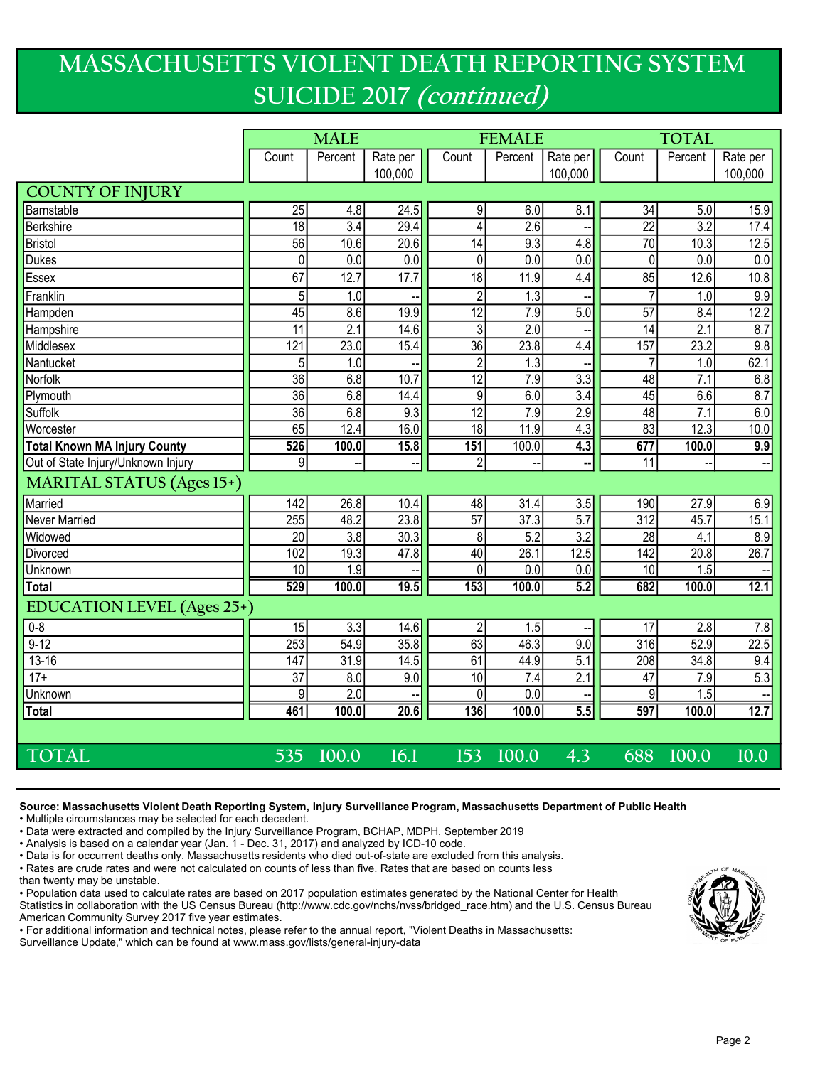# MASSACHUSETTS VIOLENT DEATH REPORTING SYSTEM SUICIDE 2017 *(continued)*

| | MALE | | | FEMALE | | | TOTAL | | |
|---|---|---|---|---|---|---|---|---|---|
| | Count | Percent | Rate per 100,000 | Count | Percent | Rate per 100,000 | Count | Percent | Rate per 100,000 |
| **COUNTY OF INJURY** | | | | | | | | | |
| Barnstable | 25 | 4.8 | 24.5 | 9 | 6.0 | 8.1 | 34 | 5.0 | 15.9 |
| Berkshire | 18 | 3.4 | 29.4 | 4 | 2.6 | -- | 22 | 3.2 | 17.4 |
| Bristol | 56 | 10.6 | 20.6 | 14 | 9.3 | 4.8 | 70 | 10.3 | 12.5 |
| Dukes | 0 | 0.0 | 0.0 | 0 | 0.0 | 0.0 | 0 | 0.0 | 0.0 |
| Essex | 67 | 12.7 | 17.7 | 18 | 11.9 | 4.4 | 85 | 12.6 | 10.8 |
| Franklin | 5 | 1.0 | -- | 2 | 1.3 | -- | 7 | 1.0 | 9.9 |
| Hampden | 45 | 8.6 | 19.9 | 12 | 7.9 | 5.0 | 57 | 8.4 | 12.2 |
| Hampshire | 11 | 2.1 | 14.6 | 3 | 2.0 | -- | 14 | 2.1 | 8.7 |
| Middlesex | 121 | 23.0 | 15.4 | 36 | 23.8 | 4.4 | 157 | 23.2 | 9.8 |
| Nantucket | 5 | 1.0 | -- | 2 | 1.3 | -- | 7 | 1.0 | 62.1 |
| Norfolk | 36 | 6.8 | 10.7 | 12 | 7.9 | 3.3 | 48 | 7.1 | 6.8 |
| Plymouth | 36 | 6.8 | 14.4 | 9 | 6.0 | 3.4 | 45 | 6.6 | 8.7 |
| Suffolk | 36 | 6.8 | 9.3 | 12 | 7.9 | 2.9 | 48 | 7.1 | 6.0 |
| Worcester | 65 | 12.4 | 16.0 | 18 | 11.9 | 4.3 | 83 | 12.3 | 10.0 |
| **Total Known MA Injury County** | **526** | **100.0** | **15.8** | **151** | 100.0 | **4.3** | **677** | **100.0** | **9.9** |
| Out of State Injury/Unknown Injury | 9 | -- | -- | 2 | -- | -- | 11 | -- | -- |
| **MARITAL STATUS (Ages 15+)** | | | | | | | | | |
| Married | 142 | 26.8 | 10.4 | 48 | 31.4 | 3.5 | 190 | 27.9 | 6.9 |
| Never Married | 255 | 48.2 | 23.8 | 57 | 37.3 | 5.7 | 312 | 45.7 | 15.1 |
| Widowed | 20 | 3.8 | 30.3 | 8 | 5.2 | 3.2 | 28 | 4.1 | 8.9 |
| Divorced | 102 | 19.3 | 47.8 | 40 | 26.1 | 12.5 | 142 | 20.8 | 26.7 |
| Unknown | 10 | 1.9 | -- | 0 | 0.0 | 0.0 | 10 | 1.5 | -- |
| **Total** | **529** | **100.0** | **19.5** | **153** | **100.0** | **5.2** | **682** | **100.0** | **12.1** |
| **EDUCATION LEVEL (Ages 25+)** | | | | | | | | | |
| 0-8 | 15 | 3.3 | 14.6 | 2 | 1.5 | -- | 17 | 2.8 | 7.8 |
| 9-12 | 253 | 54.9 | 35.8 | 63 | 46.3 | 9.0 | 316 | 52.9 | 22.5 |
| 13-16 | 147 | 31.9 | 14.5 | 61 | 44.9 | 5.1 | 208 | 34.8 | 9.4 |
| 17+ | 37 | 8.0 | 9.0 | 10 | 7.4 | 2.1 | 47 | 7.9 | 5.3 |
| Unknown | 9 | 2.0 | -- | 0 | 0.0 | -- | 9 | 1.5 | -- |
| **Total** | **461** | **100.0** | **20.6** | **136** | **100.0** | **5.5** | **597** | **100.0** | **12.7** |
| **TOTAL** | **535** | **100.0** | **16.1** | **153** | **100.0** | **4.3** | **688** | **100.0** | **10.0** |

**Source: Massachusetts Violent Death Reporting System, Injury Surveillance Program, Massachusetts Department of Public Health**

- Multiple circumstances may be selected for each decedent.
- Data were extracted and compiled by the Injury Surveillance Program, BCHAP, MDPH, September 2019
- Analysis is based on a calendar year (Jan. 1 - Dec. 31, 2017) and analyzed by ICD-10 code.
- Data is for occurrent deaths only. Massachusetts residents who died out-of-state are excluded from this analysis.
- Rates are crude rates and were not calculated on counts of less than five. Rates that are based on counts less than twenty may be unstable.
- Population data used to calculate rates are based on 2017 population estimates generated by the National Center for Health Statistics in collaboration with the US Census Bureau (http://www.cdc.gov/nchs/nvss/bridged_race.htm) and the U.S. Census Bureau American Community Survey 2017 five year estimates.
- For additional information and technical notes, please refer to the annual report, "Violent Deaths in Massachusetts: Surveillance Update," which can be found at www.mass.gov/lists/general-injury-data